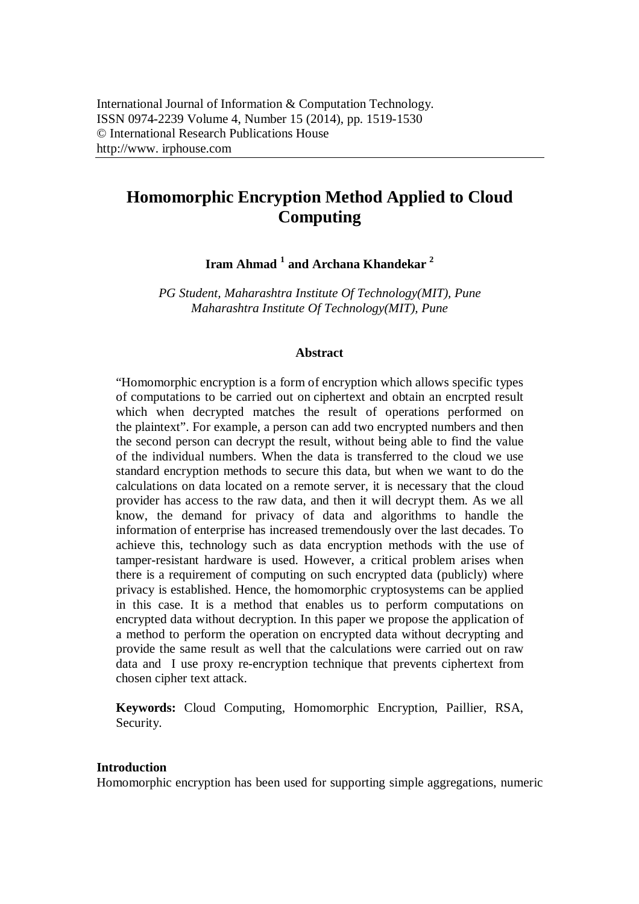International Journal of Information & Computation Technology.
ISSN 0974-2239 Volume 4, Number 15 (2014), pp. 1519-1530
© International Research Publications House
http://www. irphouse.com

# Homomorphic Encryption Method Applied to Cloud Computing

**Iram Ahmad [1] and Archana Khandekar [2]**

*PG Student, Maharashtra Institute Of Technology(MIT), Pune*
*Maharashtra Institute Of Technology(MIT), Pune*

### Abstract

"Homomorphic encryption is a form of encryption which allows specific types of computations to be carried out on ciphertext and obtain an encrpted result which when decrypted matches the result of operations performed on the plaintext". For example, a person can add two encrypted numbers and then the second person can decrypt the result, without being able to find the value of the individual numbers. When the data is transferred to the cloud we use standard encryption methods to secure this data, but when we want to do the calculations on data located on a remote server, it is necessary that the cloud provider has access to the raw data, and then it will decrypt them. As we all know, the demand for privacy of data and algorithms to handle the information of enterprise has increased tremendously over the last decades. To achieve this, technology such as data encryption methods with the use of tamper-resistant hardware is used. However, a critical problem arises when there is a requirement of computing on such encrypted data (publicly) where privacy is established. Hence, the homomorphic cryptosystems can be applied in this case. It is a method that enables us to perform computations on encrypted data without decryption. In this paper we propose the application of a method to perform the operation on encrypted data without decrypting and provide the same result as well that the calculations were carried out on raw data and I use proxy re-encryption technique that prevents ciphertext from chosen cipher text attack.

**Keywords:** Cloud Computing, Homomorphic Encryption, Paillier, RSA, Security.

## Introduction

Homomorphic encryption has been used for supporting simple aggregations, numeric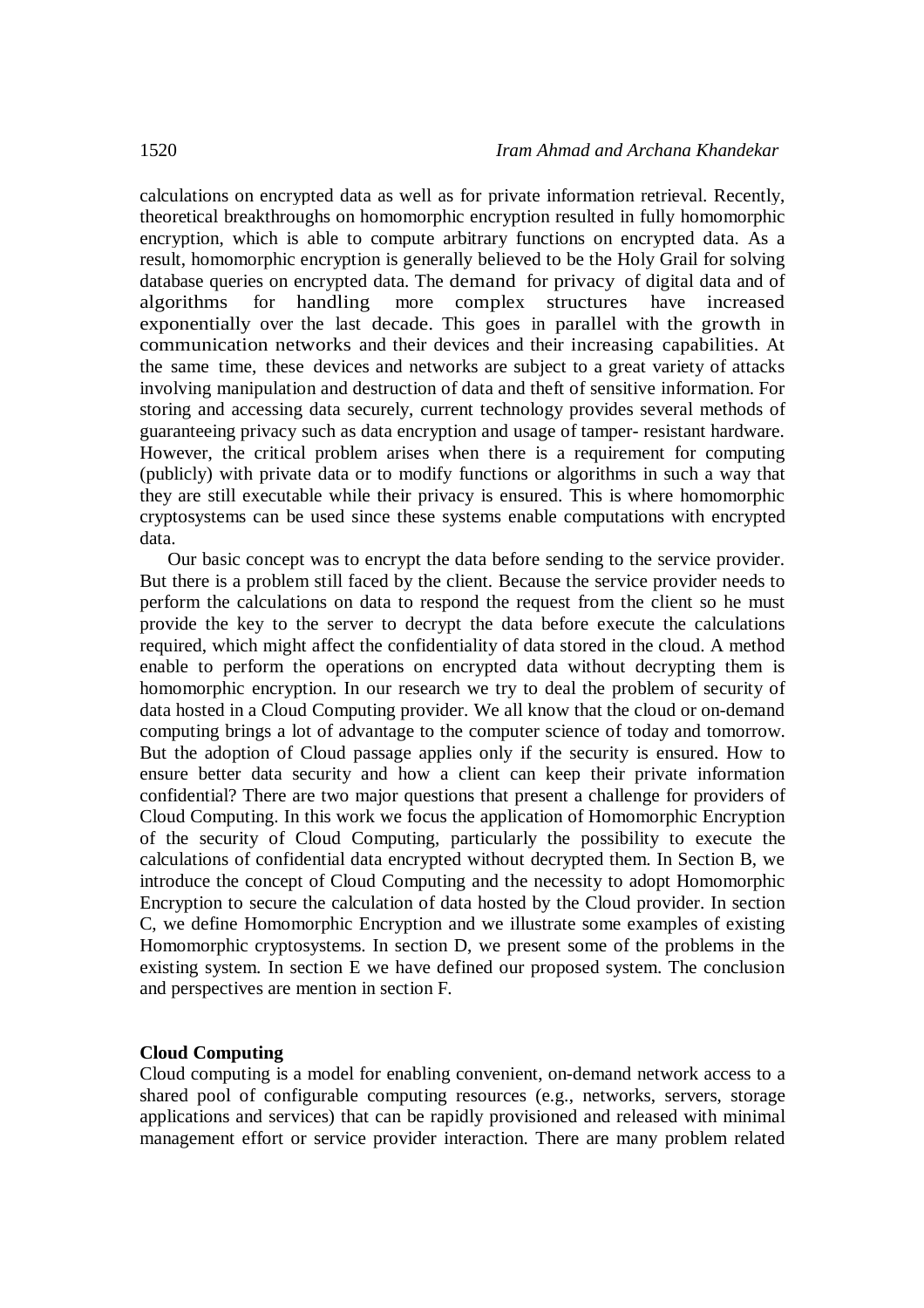calculations on encrypted data as well as for private information retrieval. Recently, theoretical breakthroughs on homomorphic encryption resulted in fully homomorphic encryption, which is able to compute arbitrary functions on encrypted data. As a result, homomorphic encryption is generally believed to be the Holy Grail for solving database queries on encrypted data. The demand for privacy of digital data and of algorithms for handling more complex structures have increased exponentially over the last decade. This goes in parallel with the growth in communication networks and their devices and their increasing capabilities. At the same time, these devices and networks are subject to a great variety of attacks involving manipulation and destruction of data and theft of sensitive information. For storing and accessing data securely, current technology provides several methods of guaranteeing privacy such as data encryption and usage of tamper- resistant hardware. However, the critical problem arises when there is a requirement for computing (publicly) with private data or to modify functions or algorithms in such a way that they are still executable while their privacy is ensured. This is where homomorphic cryptosystems can be used since these systems enable computations with encrypted data.

Our basic concept was to encrypt the data before sending to the service provider. But there is a problem still faced by the client. Because the service provider needs to perform the calculations on data to respond the request from the client so he must provide the key to the server to decrypt the data before execute the calculations required, which might affect the confidentiality of data stored in the cloud. A method enable to perform the operations on encrypted data without decrypting them is homomorphic encryption. In our research we try to deal the problem of security of data hosted in a Cloud Computing provider. We all know that the cloud or on-demand computing brings a lot of advantage to the computer science of today and tomorrow. But the adoption of Cloud passage applies only if the security is ensured. How to ensure better data security and how a client can keep their private information confidential? There are two major questions that present a challenge for providers of Cloud Computing. In this work we focus the application of Homomorphic Encryption of the security of Cloud Computing, particularly the possibility to execute the calculations of confidential data encrypted without decrypted them. In Section B, we introduce the concept of Cloud Computing and the necessity to adopt Homomorphic Encryption to secure the calculation of data hosted by the Cloud provider. In section C, we define Homomorphic Encryption and we illustrate some examples of existing Homomorphic cryptosystems. In section D, we present some of the problems in the existing system. In section E we have defined our proposed system. The conclusion and perspectives are mention in section F.

## Cloud Computing

Cloud computing is a model for enabling convenient, on-demand network access to a shared pool of configurable computing resources (e.g., networks, servers, storage applications and services) that can be rapidly provisioned and released with minimal management effort or service provider interaction. There are many problem related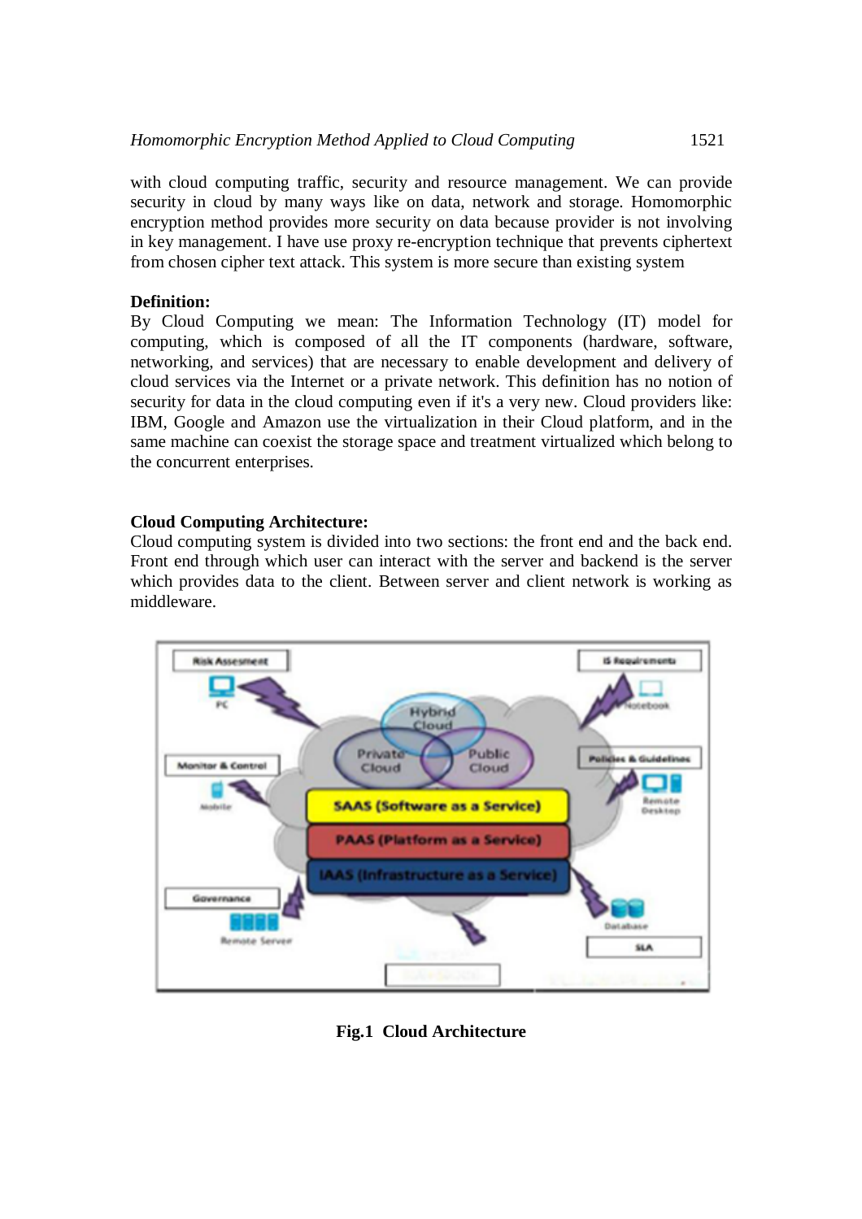with cloud computing traffic, security and resource management. We can provide security in cloud by many ways like on data, network and storage. Homomorphic encryption method provides more security on data because provider is not involving in key management. I have use proxy re-encryption technique that prevents ciphertext from chosen cipher text attack. This system is more secure than existing system

**Definition:**

By Cloud Computing we mean: The Information Technology (IT) model for computing, which is composed of all the IT components (hardware, software, networking, and services) that are necessary to enable development and delivery of cloud services via the Internet or a private network. This definition has no notion of security for data in the cloud computing even if it's a very new. Cloud providers like: IBM, Google and Amazon use the virtualization in their Cloud platform, and in the same machine can coexist the storage space and treatment virtualized which belong to the concurrent enterprises.

**Cloud Computing Architecture:**

Cloud computing system is divided into two sections: the front end and the back end. Front end through which user can interact with the server and backend is the server which provides data to the client. Between server and client network is working as middleware.

**Fig.1 Cloud Architecture**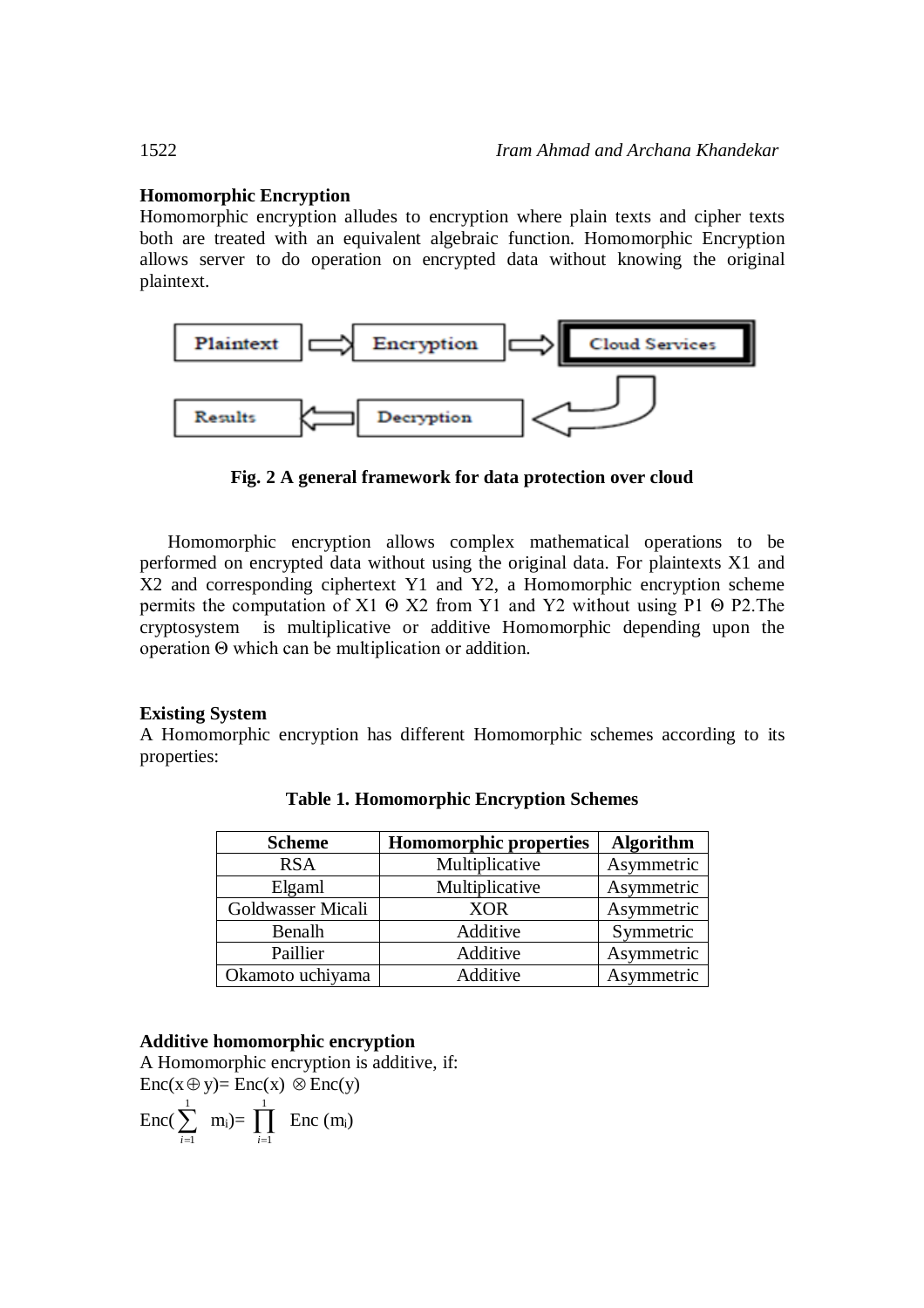**Homomorphic Encryption**

Homomorphic encryption alludes to encryption where plain texts and cipher texts both are treated with an equivalent algebraic function. Homomorphic Encryption allows server to do operation on encrypted data without knowing the original plaintext.

**Fig. 2 A general framework for data protection over cloud**

Homomorphic encryption allows complex mathematical operations to be performed on encrypted data without using the original data. For plaintexts X1 and X2 and corresponding ciphertext Y1 and Y2, a Homomorphic encryption scheme permits the computation of X1 Θ X2 from Y1 and Y2 without using P1 Θ P2.The cryptosystem is multiplicative or additive Homomorphic depending upon the operation Θ which can be multiplication or addition.

**Existing System**

A Homomorphic encryption has different Homomorphic schemes according to its properties:

**Table 1. Homomorphic Encryption Schemes**

| Scheme | Homomorphic properties | Algorithm |
|---|---|---|
| RSA | Multiplicative | Asymmetric |
| Elgaml | Multiplicative | Asymmetric |
| Goldwasser Micali | XOR | Asymmetric |
| Benalh | Additive | Symmetric |
| Paillier | Additive | Asymmetric |
| Okamoto uchiyama | Additive | Asymmetric |

**Additive homomorphic encryption**

A Homomorphic encryption is additive, if:

$$\text{Enc}(x \oplus y) = \text{Enc}(x) \otimes \text{Enc}(y)$$

$$\text{Enc}\left(\sum_{i=1}^{1} m_i\right) = \prod_{i=1}^{1} \text{Enc}(m_i)$$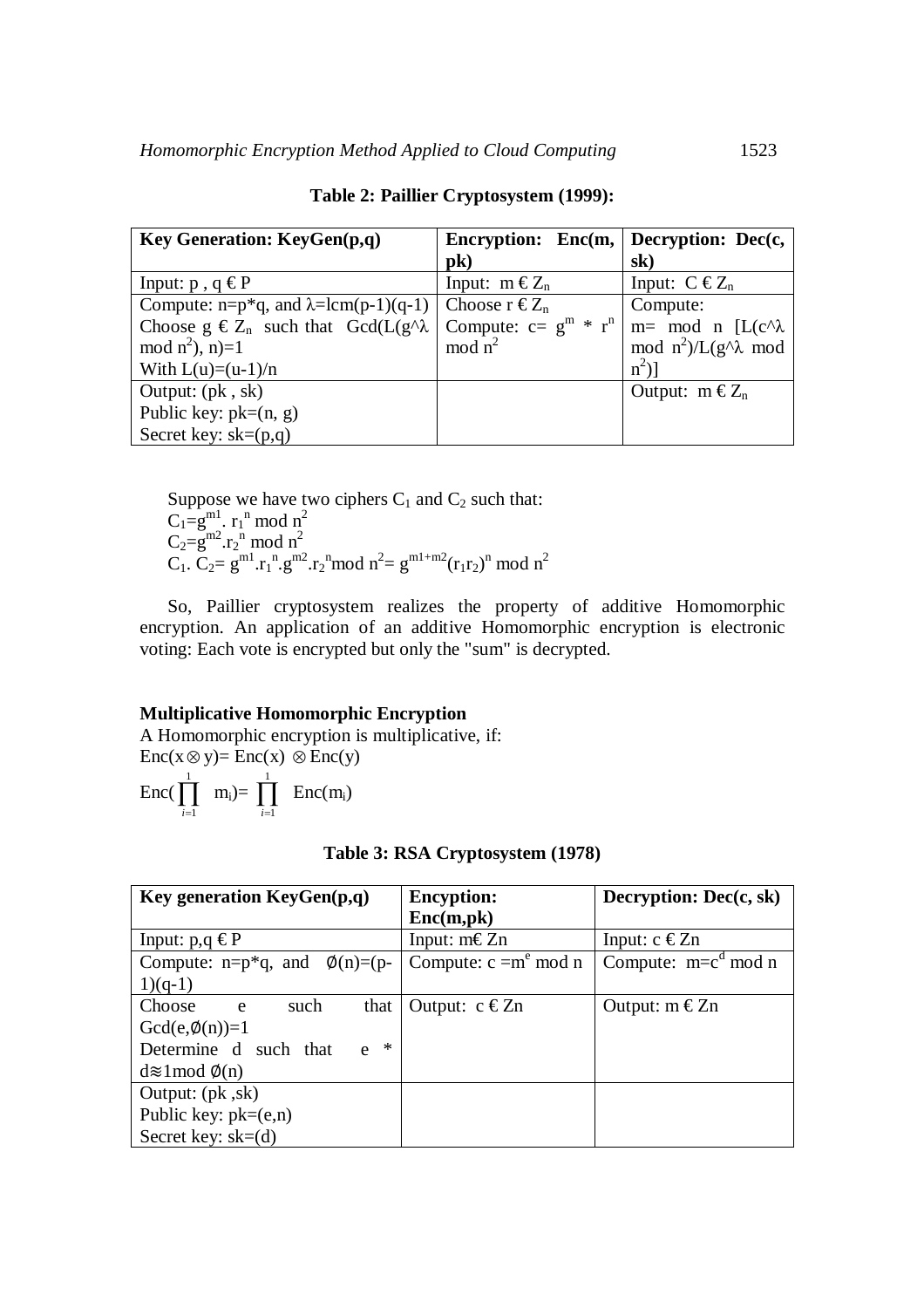**Table 2: Paillier Cryptosystem (1999):**

| Key Generation: KeyGen(p,q) | Encryption: Enc(m, pk) | Decryption: Dec(c, sk) |
|---|---|---|
| Input: p , q € P | Input: m € $Z_n$ | Input: C € $Z_n$ |
| Compute: n=p*q, and λ=lcm(p-1)(q-1)<br>Choose g € $Z_n$ such that Gcd(L(g^λ mod $n^2$), n)=1<br>With L(u)=(u-1)/n | Choose r € $Z_n$<br>Compute: c= $g^m$ * $r^n$ mod $n^2$ | Compute:<br>m= mod n [L(c^λ mod $n^2$)/L(g^λ mod $n^2$)] |
| Output: (pk , sk)<br>Public key: pk=(n, g)<br>Secret key: sk=(p,q) | | Output: m € $Z_n$ |

Suppose we have two ciphers $C_1$ and $C_2$ such that:

$C_1 = g^{m1} . r_1^n \bmod n^2$

$C_2 = g^{m2} . r_2^n \bmod n^2$

$C_1 . C_2 = g^{m1} . r_1^n . g^{m2} . r_2^n \bmod n^2 = g^{m1+m2} (r_1 r_2)^n \bmod n^2$

So, Paillier cryptosystem realizes the property of additive Homomorphic encryption. An application of an additive Homomorphic encryption is electronic voting: Each vote is encrypted but only the "sum" is decrypted.

**Multiplicative Homomorphic Encryption**

A Homomorphic encryption is multiplicative, if:

$\text{Enc}(x \otimes y) = \text{Enc}(x) \otimes \text{Enc}(y)$

$\text{Enc}(\prod_{i=1}^{1} m_i) = \prod_{i=1}^{1} \text{Enc}(m_i)$

**Table 3: RSA Cryptosystem (1978)**

| Key generation KeyGen(p,q) | Encyption: Enc(m,pk) | Decryption: Dec(c, sk) |
|---|---|---|
| Input: p,q € P | Input: m€ Zn | Input: c € Zn |
| Compute: n=p*q, and ∅(n)=(p-1)(q-1) | Compute: c =$m^e$ mod n | Compute: m=$c^d$ mod n |
| Choose e such that Gcd(e,∅(n))=1<br>Determine d such that e * d≈1mod ∅(n) | Output: c € Zn | Output: m € Zn |
| Output: (pk ,sk)<br>Public key: pk=(e,n)<br>Secret key: sk=(d) | | |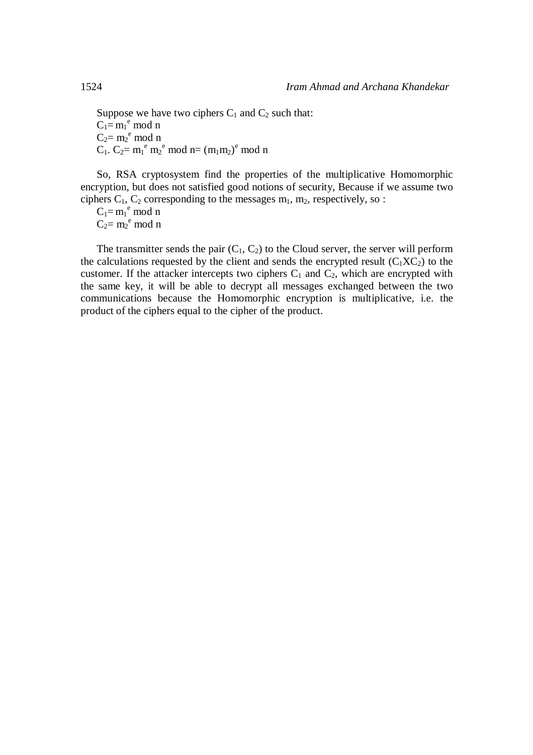Suppose we have two ciphers $C_1$ and $C_2$ such that:

$C_1 = m_1^e \bmod n$

$C_2 = m_2^e \bmod n$

$C_1 . C_2 = m_1^e \, m_2^e \bmod n = (m_1 m_2)^e \bmod n$

So, RSA cryptosystem find the properties of the multiplicative Homomorphic encryption, but does not satisfied good notions of security, Because if we assume two ciphers $C_1$, $C_2$ corresponding to the messages $m_1$, $m_2$, respectively, so :

$C_1 = m_1^e \bmod n$

$C_2 = m_2^e \bmod n$

The transmitter sends the pair ($C_1$, $C_2$) to the Cloud server, the server will perform the calculations requested by the client and sends the encrypted result ($C_1 X C_2$) to the customer. If the attacker intercepts two ciphers $C_1$ and $C_2$, which are encrypted with the same key, it will be able to decrypt all messages exchanged between the two communications because the Homomorphic encryption is multiplicative, i.e. the product of the ciphers equal to the cipher of the product.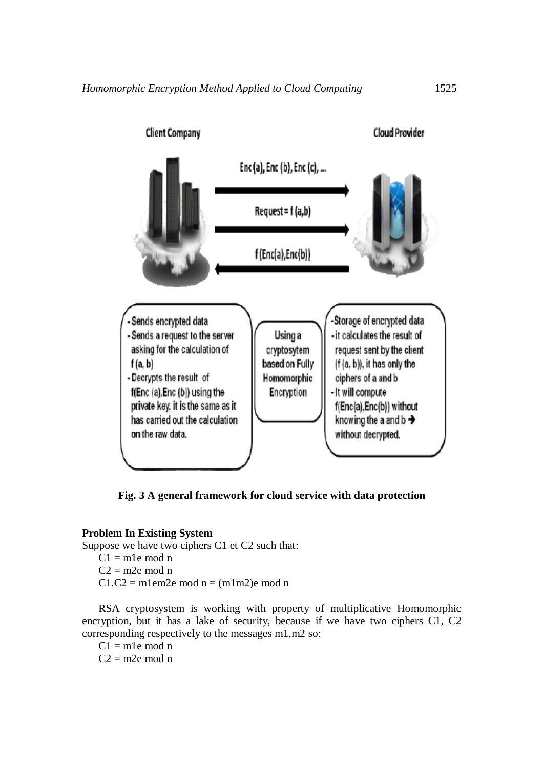**Fig. 3 A general framework for cloud service with data protection**

**Problem In Existing System**

Suppose we have two ciphers C1 et C2 such that:

$C1 = m1^e \bmod n$

$C2 = m2^e \bmod n$

$C1.C2 = m1^e m2^e \bmod n = (m1m2)^e \bmod n$

RSA cryptosystem is working with property of multiplicative Homomorphic encryption, but it has a lake of security, because if we have two ciphers C1, C2 corresponding respectively to the messages m1,m2 so:

$C1 = m1^e \bmod n$

$C2 = m2^e \bmod n$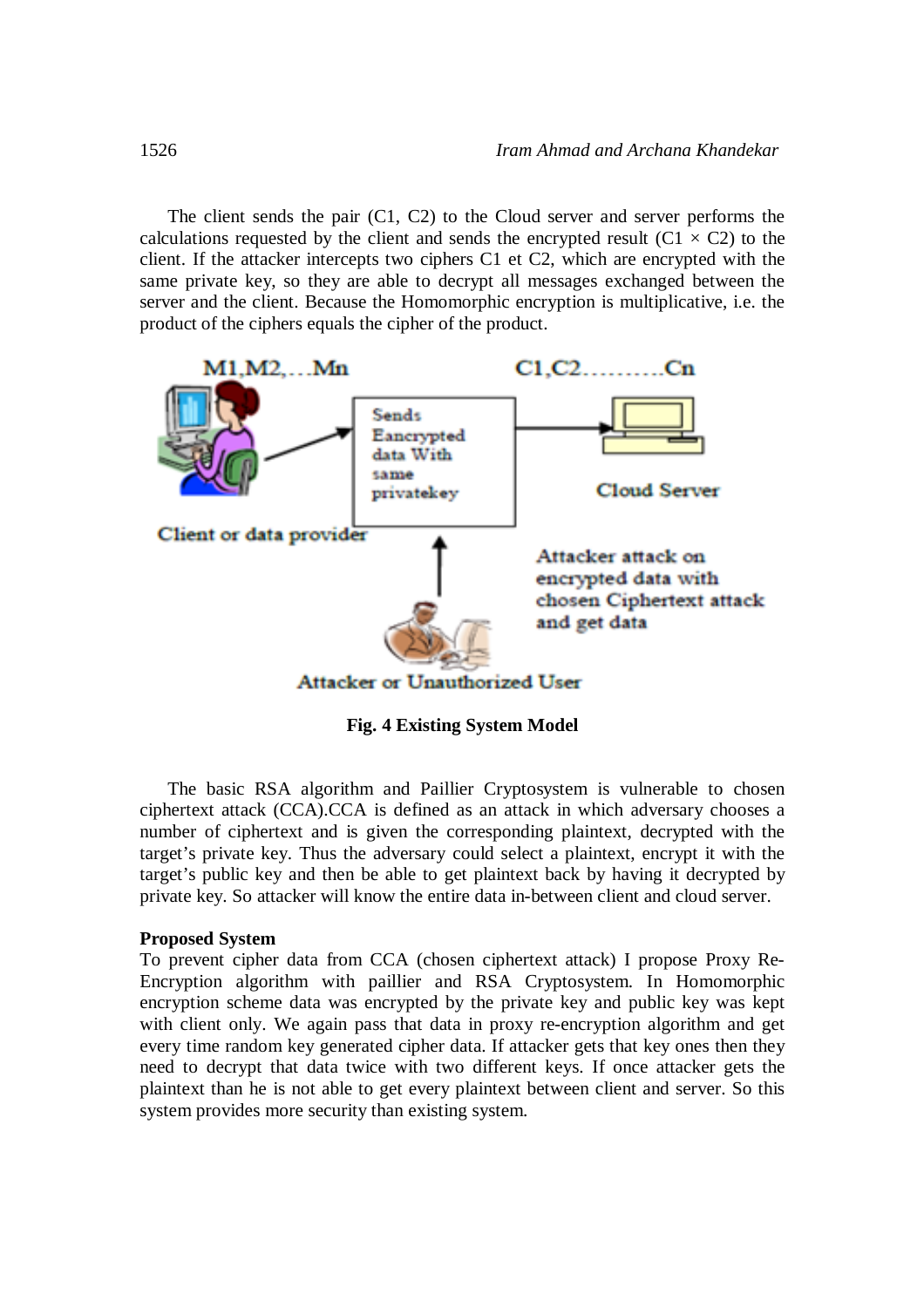The client sends the pair (C1, C2) to the Cloud server and server performs the calculations requested by the client and sends the encrypted result (C1 × C2) to the client. If the attacker intercepts two ciphers C1 et C2, which are encrypted with the same private key, so they are able to decrypt all messages exchanged between the server and the client. Because the Homomorphic encryption is multiplicative, i.e. the product of the ciphers equals the cipher of the product.

**Fig. 4 Existing System Model**

The basic RSA algorithm and Paillier Cryptosystem is vulnerable to chosen ciphertext attack (CCA).CCA is defined as an attack in which adversary chooses a number of ciphertext and is given the corresponding plaintext, decrypted with the target's private key. Thus the adversary could select a plaintext, encrypt it with the target's public key and then be able to get plaintext back by having it decrypted by private key. So attacker will know the entire data in-between client and cloud server.

**Proposed System**

To prevent cipher data from CCA (chosen ciphertext attack) I propose Proxy Re-Encryption algorithm with paillier and RSA Cryptosystem. In Homomorphic encryption scheme data was encrypted by the private key and public key was kept with client only. We again pass that data in proxy re-encryption algorithm and get every time random key generated cipher data. If attacker gets that key ones then they need to decrypt that data twice with two different keys. If once attacker gets the plaintext than he is not able to get every plaintext between client and server. So this system provides more security than existing system.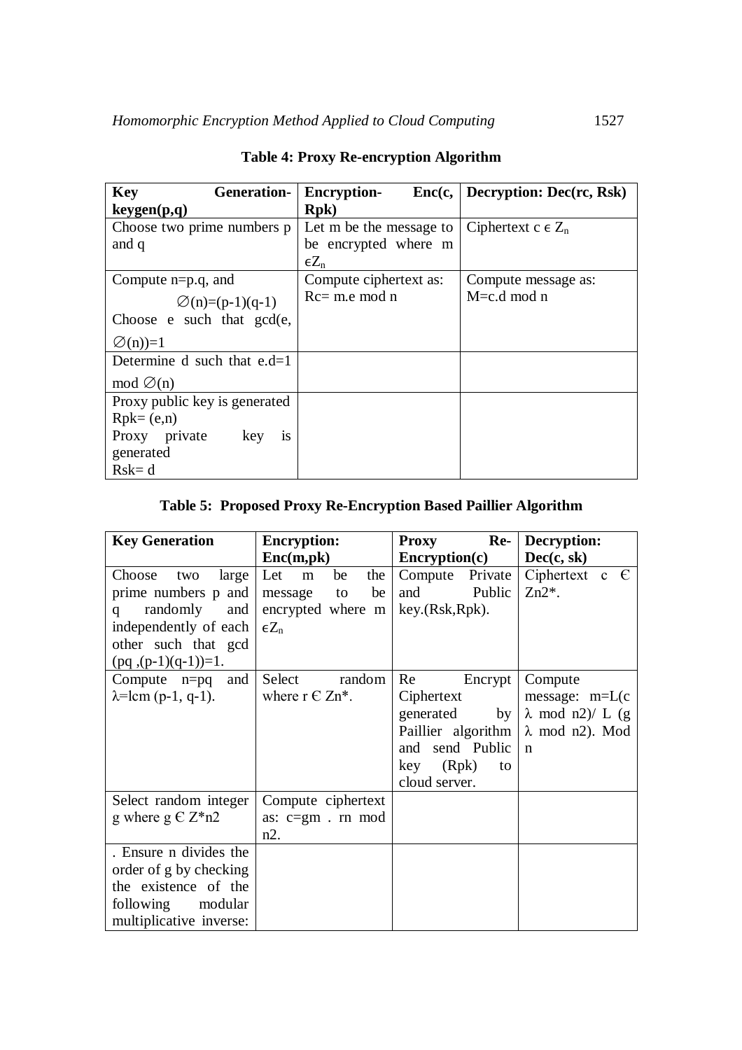**Table 4: Proxy Re-encryption Algorithm**

| **Key Generation- keygen(p,q)** | **Encryption- Enc(c, Rpk)** | **Decryption: Dec(rc, Rsk)** |
|---|---|---|
| Choose two prime numbers p and q | Let m be the message to be encrypted where m $\epsilon Z_n$ | Ciphertext c $\epsilon$ $Z_n$ |
| Compute n=p.q, and $\varnothing$(n)=(p-1)(q-1) Choose e such that gcd(e, $\varnothing$(n))=1 | Compute ciphertext as: Rc= m.e mod n | Compute message as: M=c.d mod n |
| Determine d such that e.d=1 mod $\varnothing$(n) | | |
| Proxy public key is generated Rpk= (e,n) Proxy private key is generated Rsk= d | | |

**Table 5: Proposed Proxy Re-Encryption Based Paillier Algorithm**

| **Key Generation** | **Encryption: Enc(m,pk)** | **Proxy Re-Encryption(c)** | **Decryption: Dec(c, sk)** |
|---|---|---|---|
| Choose two large prime numbers p and q randomly and independently of each other such that gcd (pq ,(p-1)(q-1))=1. | Let m be the message to be encrypted where m $\epsilon Z_n$ | Compute Private and Public key.(Rsk,Rpk). | Ciphertext c Є Zn2*. |
| Compute n=pq and λ=lcm (p-1, q-1). | Select random where r Є Zn*. | Re Encrypt Ciphertext generated by Paillier algorithm and send Public key (Rpk) to cloud server. | Compute message: m=L(c λ mod n2)/ L (g λ mod n2). Mod n |
| Select random integer g where g Є Z*n2 | Compute ciphertext as: c=gm . rn mod n2. | | |
| . Ensure n divides the order of g by checking the existence of the following modular multiplicative inverse: | | | |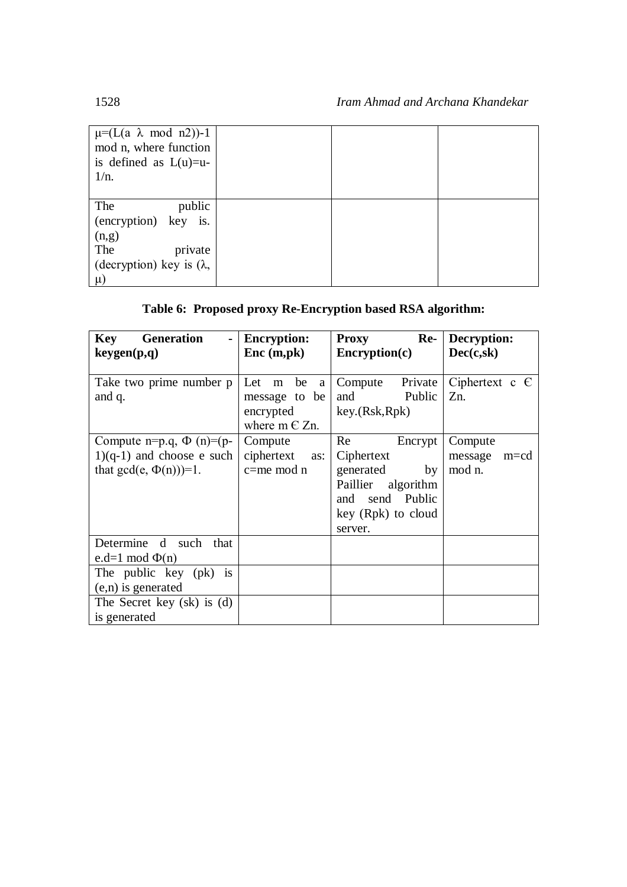| | | | |
|---|---|---|---|
| $\mu$=(L(a $\lambda$ mod n2))-1 mod n, where function is defined as L(u)=u-1/n. | | | |
| The public (encryption) key is. (n,g) The private (decryption) key is ($\lambda$, $\mu$) | | | |

**Table 6: Proposed proxy Re-Encryption based RSA algorithm:**

| **Key Generation - keygen(p,q)** | **Encryption: Enc (m,pk)** | **Proxy Re-Encryption(c)** | **Decryption: Dec(c,sk)** |
|---|---|---|---|
| Take two prime number p and q. | Let m be a message to be encrypted where m Є Zn. | Compute Private and Public key.(Rsk,Rpk) | Ciphertext c Є Zn. |
| Compute n=p.q, $\Phi$ (n)=(p-1)(q-1) and choose e such that gcd(e, $\Phi$(n)))=1. | Compute ciphertext as: c=me mod n | Re Encrypt Ciphertext generated by Paillier algorithm and send Public key (Rpk) to cloud server. | Compute message m=cd mod n. |
| Determine d such that e.d=1 mod $\Phi$(n) | | | |
| The public key (pk) is (e,n) is generated | | | |
| The Secret key (sk) is (d) is generated | | | |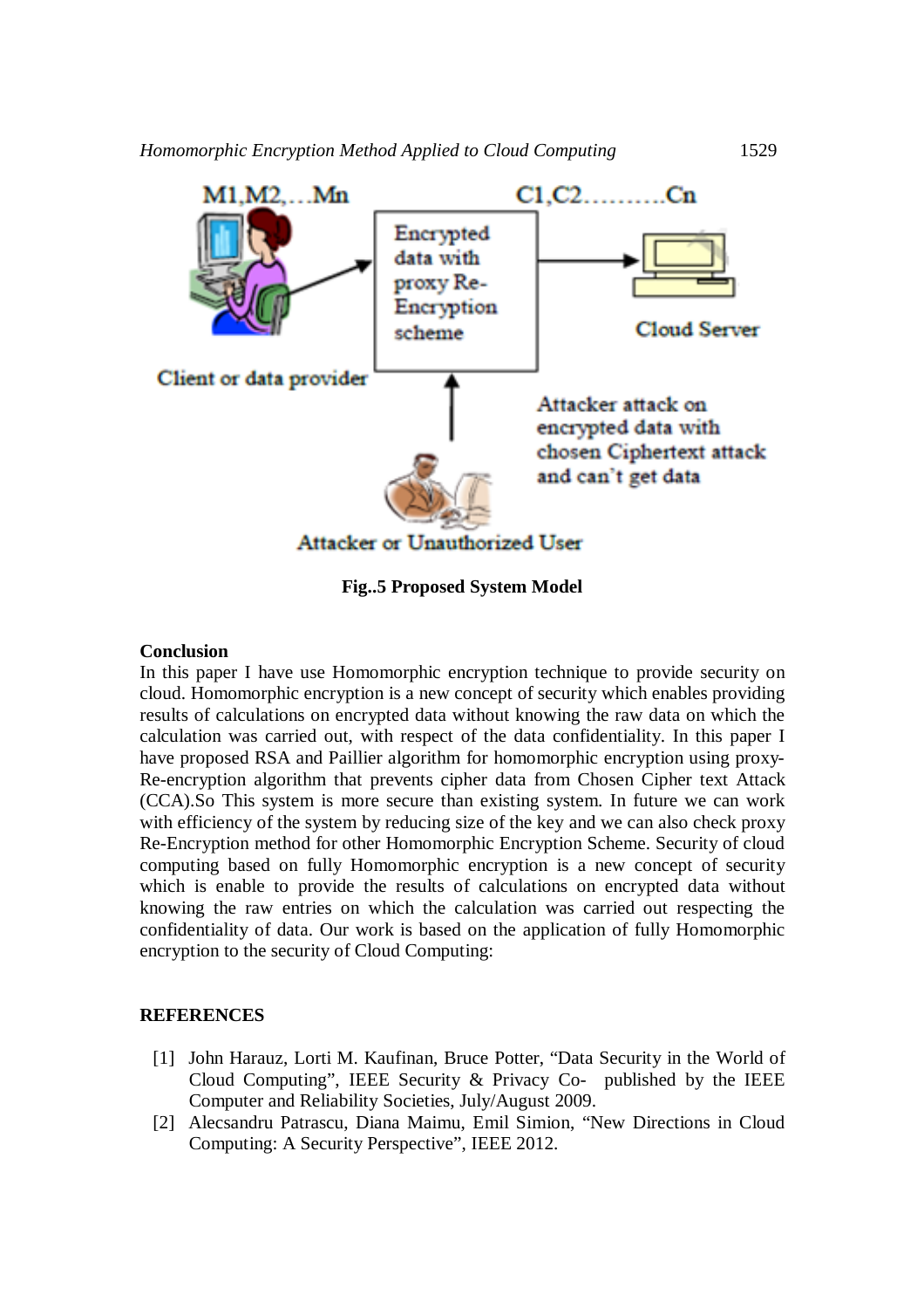Fig..5 Proposed System Model

**Conclusion**

In this paper I have use Homomorphic encryption technique to provide security on cloud. Homomorphic encryption is a new concept of security which enables providing results of calculations on encrypted data without knowing the raw data on which the calculation was carried out, with respect of the data confidentiality. In this paper I have proposed RSA and Paillier algorithm for homomorphic encryption using proxy-Re-encryption algorithm that prevents cipher data from Chosen Cipher text Attack (CCA).So This system is more secure than existing system. In future we can work with efficiency of the system by reducing size of the key and we can also check proxy Re-Encryption method for other Homomorphic Encryption Scheme. Security of cloud computing based on fully Homomorphic encryption is a new concept of security which is enable to provide the results of calculations on encrypted data without knowing the raw entries on which the calculation was carried out respecting the confidentiality of data. Our work is based on the application of fully Homomorphic encryption to the security of Cloud Computing:

**REFERENCES**

[1] John Harauz, Lorti M. Kaufinan, Bruce Potter, "Data Security in the World of Cloud Computing", IEEE Security & Privacy Co- published by the IEEE Computer and Reliability Societies, July/August 2009.

[2] Alecsandru Patrascu, Diana Maimu, Emil Simion, "New Directions in Cloud Computing: A Security Perspective", IEEE 2012.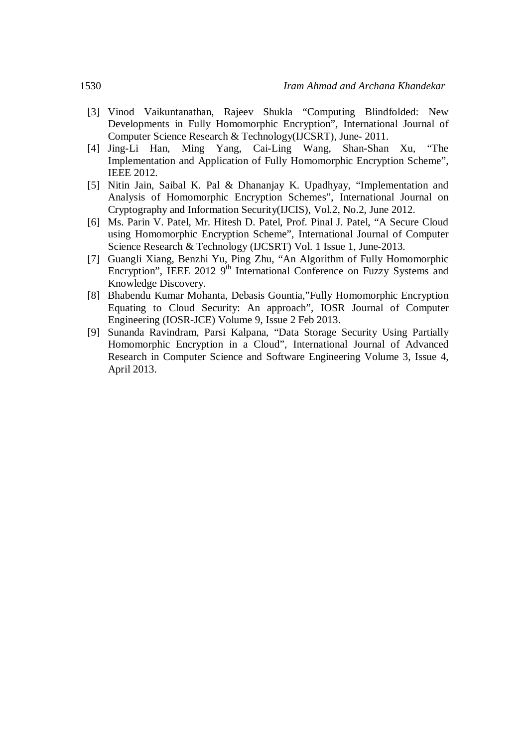[3] Vinod Vaikuntanathan, Rajeev Shukla "Computing Blindfolded: New Developments in Fully Homomorphic Encryption", International Journal of Computer Science Research & Technology(IJCSRT), June- 2011.

[4] Jing-Li Han, Ming Yang, Cai-Ling Wang, Shan-Shan Xu, "The Implementation and Application of Fully Homomorphic Encryption Scheme", IEEE 2012.

[5] Nitin Jain, Saibal K. Pal & Dhananjay K. Upadhyay, "Implementation and Analysis of Homomorphic Encryption Schemes", International Journal on Cryptography and Information Security(IJCIS), Vol.2, No.2, June 2012.

[6] Ms. Parin V. Patel, Mr. Hitesh D. Patel, Prof. Pinal J. Patel, "A Secure Cloud using Homomorphic Encryption Scheme", International Journal of Computer Science Research & Technology (IJCSRT) Vol. 1 Issue 1, June-2013.

[7] Guangli Xiang, Benzhi Yu, Ping Zhu, "An Algorithm of Fully Homomorphic Encryption", IEEE 2012 9th International Conference on Fuzzy Systems and Knowledge Discovery.

[8] Bhabendu Kumar Mohanta, Debasis Gountia,"Fully Homomorphic Encryption Equating to Cloud Security: An approach", IOSR Journal of Computer Engineering (IOSR-JCE) Volume 9, Issue 2 Feb 2013.

[9] Sunanda Ravindram, Parsi Kalpana, "Data Storage Security Using Partially Homomorphic Encryption in a Cloud", International Journal of Advanced Research in Computer Science and Software Engineering Volume 3, Issue 4, April 2013.